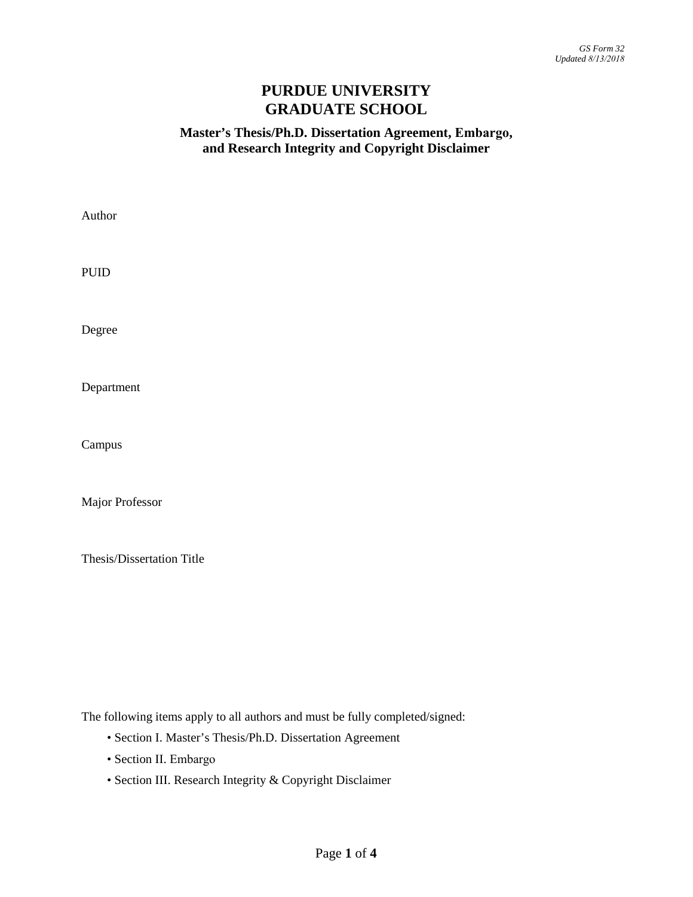*GS Form 32*
*Updated 8/13/2018*

# PURDUE UNIVERSITY
# GRADUATE SCHOOL

### Master's Thesis/Ph.D. Dissertation Agreement, Embargo, and Research Integrity and Copyright Disclaimer

Author

PUID

Degree

Department

Campus

Major Professor

Thesis/Dissertation Title

The following items apply to all authors and must be fully completed/signed:

- Section I. Master's Thesis/Ph.D. Dissertation Agreement
- Section II. Embargo
- Section III. Research Integrity & Copyright Disclaimer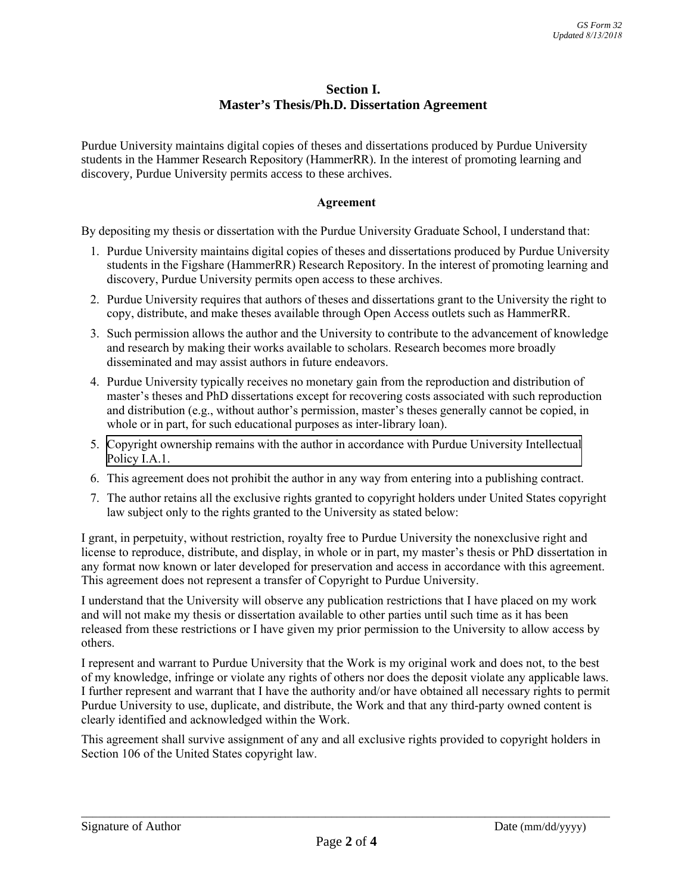# Section I.
# Master's Thesis/Ph.D. Dissertation Agreement

Purdue University maintains digital copies of theses and dissertations produced by Purdue University students in the Hammer Research Repository (HammerRR). In the interest of promoting learning and discovery, Purdue University permits access to these archives.

### Agreement

By depositing my thesis or dissertation with the Purdue University Graduate School, I understand that:

1. Purdue University maintains digital copies of theses and dissertations produced by Purdue University students in the Figshare (HammerRR) Research Repository. In the interest of promoting learning and discovery, Purdue University permits open access to these archives.
2. Purdue University requires that authors of theses and dissertations grant to the University the right to copy, distribute, and make theses available through Open Access outlets such as HammerRR.
3. Such permission allows the author and the University to contribute to the advancement of knowledge and research by making their works available to scholars. Research becomes more broadly disseminated and may assist authors in future endeavors.
4. Purdue University typically receives no monetary gain from the reproduction and distribution of master's theses and PhD dissertations except for recovering costs associated with such reproduction and distribution (e.g., without author's permission, master's theses generally cannot be copied, in whole or in part, for such educational purposes as inter-library loan).
5. Copyright ownership remains with the author in accordance with Purdue University Intellectual Policy I.A.1.
6. This agreement does not prohibit the author in any way from entering into a publishing contract.
7. The author retains all the exclusive rights granted to copyright holders under United States copyright law subject only to the rights granted to the University as stated below:

I grant, in perpetuity, without restriction, royalty free to Purdue University the nonexclusive right and license to reproduce, distribute, and display, in whole or in part, my master's thesis or PhD dissertation in any format now known or later developed for preservation and access in accordance with this agreement. This agreement does not represent a transfer of Copyright to Purdue University.

I understand that the University will observe any publication restrictions that I have placed on my work and will not make my thesis or dissertation available to other parties until such time as it has been released from these restrictions or I have given my prior permission to the University to allow access by others.

I represent and warrant to Purdue University that the Work is my original work and does not, to the best of my knowledge, infringe or violate any rights of others nor does the deposit violate any applicable laws. I further represent and warrant that I have the authority and/or have obtained all necessary rights to permit Purdue University to use, duplicate, and distribute, the Work and that any third-party owned content is clearly identified and acknowledged within the Work.

This agreement shall survive assignment of any and all exclusive rights provided to copyright holders in Section 106 of the United States copyright law.

\_\_\_\_\_\_\_\_\_\_\_\_\_\_\_\_\_\_\_\_\_\_\_\_\_\_\_\_\_\_\_\_\_\_\_\_\_\_\_\_\_\_\_\_\_\_\_\_\_\_\_\_\_\_\_\_\_\_\_\_\_\_\_\_\_\_\_\_\_\_

Signature of Author　　　　　　　　　　　　　　　　　　　　　　　　　　Date (mm/dd/yyyy)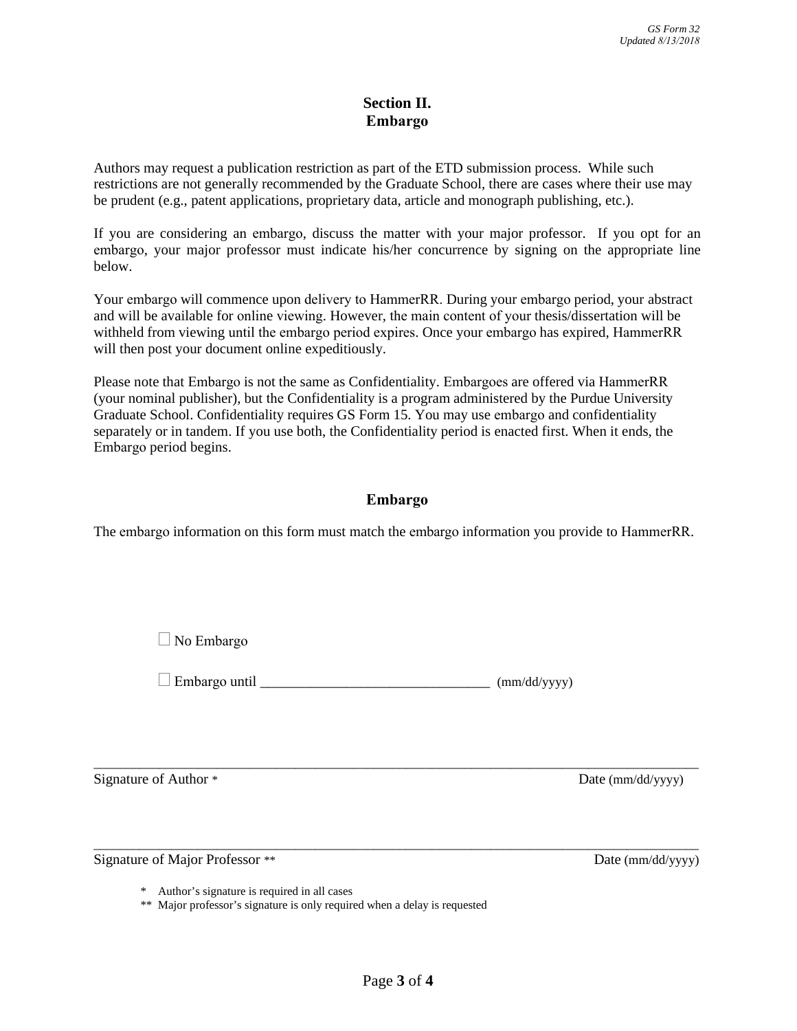## Section II.
## Embargo

Authors may request a publication restriction as part of the ETD submission process. While such restrictions are not generally recommended by the Graduate School, there are cases where their use may be prudent (e.g., patent applications, proprietary data, article and monograph publishing, etc.).

If you are considering an embargo, discuss the matter with your major professor. If you opt for an embargo, your major professor must indicate his/her concurrence by signing on the appropriate line below.

Your embargo will commence upon delivery to HammerRR. During your embargo period, your abstract and will be available for online viewing. However, the main content of your thesis/dissertation will be withheld from viewing until the embargo period expires. Once your embargo has expired, HammerRR will then post your document online expeditiously.

Please note that Embargo is not the same as Confidentiality. Embargoes are offered via HammerRR (your nominal publisher), but the Confidentiality is a program administered by the Purdue University Graduate School. Confidentiality requires GS Form 15. You may use embargo and confidentiality separately or in tandem. If you use both, the Confidentiality period is enacted first. When it ends, the Embargo period begins.

### Embargo

The embargo information on this form must match the embargo information you provide to HammerRR.

☐ No Embargo

☐ Embargo until ________________________________ (mm/dd/yyyy)

_______________________________________________________________________________________

Signature of Author * Date (mm/dd/yyyy)

_______________________________________________________________________________________

Signature of Major Professor ** Date (mm/dd/yyyy)

\* Author's signature is required in all cases

\** Major professor's signature is only required when a delay is requested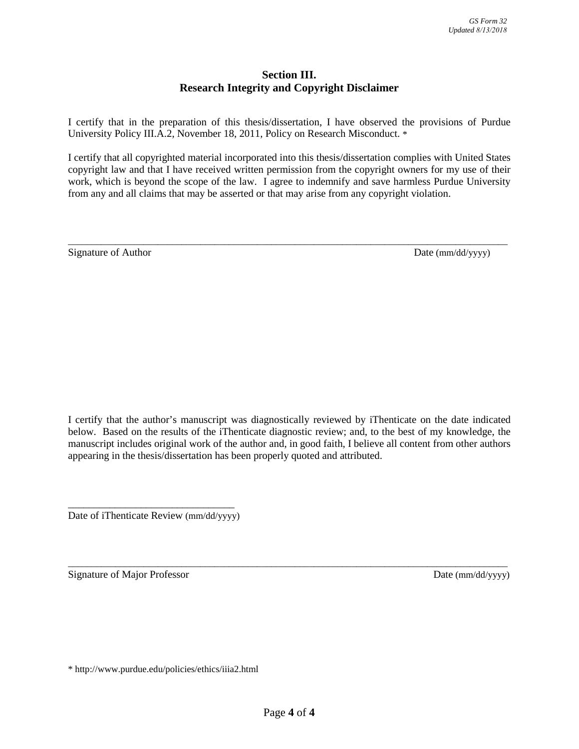## Section III.
## Research Integrity and Copyright Disclaimer

I certify that in the preparation of this thesis/dissertation, I have observed the provisions of Purdue University Policy III.A.2, November 18, 2011, Policy on Research Misconduct. *

I certify that all copyrighted material incorporated into this thesis/dissertation complies with United States copyright law and that I have received written permission from the copyright owners for my use of their work, which is beyond the scope of the law. I agree to indemnify and save harmless Purdue University from any and all claims that may be asserted or that may arise from any copyright violation.

______________________________________________________________________________

Signature of Author                                                                                    Date (mm/dd/yyyy)

I certify that the author's manuscript was diagnostically reviewed by iThenticate on the date indicated below. Based on the results of the iThenticate diagnostic review; and, to the best of my knowledge, the manuscript includes original work of the author and, in good faith, I believe all content from other authors appearing in the thesis/dissertation has been properly quoted and attributed.

________________________________

Date of iThenticate Review (mm/dd/yyyy)

______________________________________________________________________________

Signature of Major Professor                                                                          Date (mm/dd/yyyy)

\* http://www.purdue.edu/policies/ethics/iiia2.html